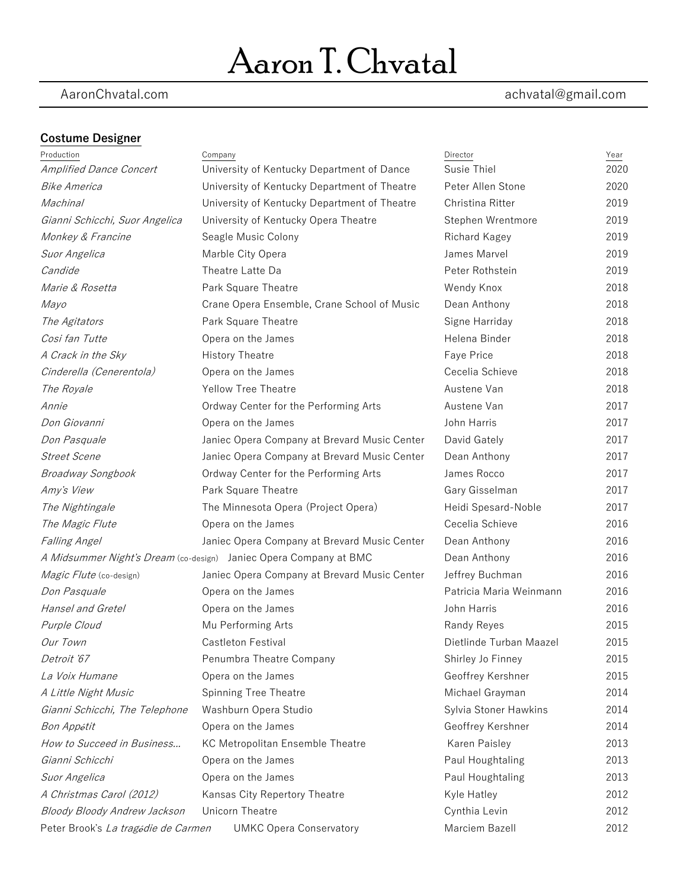# Aaron T. Chvatal

AaronChvatal.com achvatal@gmail.com

## Costume Designer

| Production | Company | Director | Year |
|---|---|---|---|
| *Amplified Dance Concert* | University of Kentucky Department of Dance | Susie Thiel | 2020 |
| *Bike America* | University of Kentucky Department of Theatre | Peter Allen Stone | 2020 |
| *Machinal* | University of Kentucky Department of Theatre | Christina Ritter | 2019 |
| *Gianni Schicchi, Suor Angelica* | University of Kentucky Opera Theatre | Stephen Wrentmore | 2019 |
| *Monkey & Francine* | Seagle Music Colony | Richard Kagey | 2019 |
| *Suor Angelica* | Marble City Opera | James Marvel | 2019 |
| *Candide* | Theatre Latte Da | Peter Rothstein | 2019 |
| *Marie & Rosetta* | Park Square Theatre | Wendy Knox | 2018 |
| *Mayo* | Crane Opera Ensemble, Crane School of Music | Dean Anthony | 2018 |
| *The Agitators* | Park Square Theatre | Signe Harriday | 2018 |
| *Cosi fan Tutte* | Opera on the James | Helena Binder | 2018 |
| *A Crack in the Sky* | History Theatre | Faye Price | 2018 |
| *Cinderella (Cenerentola)* | Opera on the James | Cecelia Schieve | 2018 |
| *The Royale* | Yellow Tree Theatre | Austene Van | 2018 |
| *Annie* | Ordway Center for the Performing Arts | Austene Van | 2017 |
| *Don Giovanni* | Opera on the James | John Harris | 2017 |
| *Don Pasquale* | Janiec Opera Company at Brevard Music Center | David Gately | 2017 |
| *Street Scene* | Janiec Opera Company at Brevard Music Center | Dean Anthony | 2017 |
| *Broadway Songbook* | Ordway Center for the Performing Arts | James Rocco | 2017 |
| *Amy's View* | Park Square Theatre | Gary Gisselman | 2017 |
| *The Nightingale* | The Minnesota Opera (Project Opera) | Heidi Spesard-Noble | 2017 |
| *The Magic Flute* | Opera on the James | Cecelia Schieve | 2016 |
| *Falling Angel* | Janiec Opera Company at Brevard Music Center | Dean Anthony | 2016 |
| *A Midsummer Night's Dream* (co-design) | Janiec Opera Company at BMC | Dean Anthony | 2016 |
| *Magic Flute* (co-design) | Janiec Opera Company at Brevard Music Center | Jeffrey Buchman | 2016 |
| *Don Pasquale* | Opera on the James | Patricia Maria Weinmann | 2016 |
| *Hansel and Gretel* | Opera on the James | John Harris | 2016 |
| *Purple Cloud* | Mu Performing Arts | Randy Reyes | 2015 |
| *Our Town* | Castleton Festival | Dietlinde Turban Maazel | 2015 |
| *Detroit '67* | Penumbra Theatre Company | Shirley Jo Finney | 2015 |
| *La Voix Humane* | Opera on the James | Geoffrey Kershner | 2015 |
| *A Little Night Music* | Spinning Tree Theatre | Michael Grayman | 2014 |
| *Gianni Schicchi, The Telephone* | Washburn Opera Studio | Sylvia Stoner Hawkins | 2014 |
| *Bon Appétit* | Opera on the James | Geoffrey Kershner | 2014 |
| *How to Succeed in Business...* | KC Metropolitan Ensemble Theatre | Karen Paisley | 2013 |
| *Gianni Schicchi* | Opera on the James | Paul Houghtaling | 2013 |
| *Suor Angelica* | Opera on the James | Paul Houghtaling | 2013 |
| *A Christmas Carol (2012)* | Kansas City Repertory Theatre | Kyle Hatley | 2012 |
| *Bloody Bloody Andrew Jackson* | Unicorn Theatre | Cynthia Levin | 2012 |
| Peter Brook's *La tragédie de Carmen* | UMKC Opera Conservatory | Marciem Bazell | 2012 |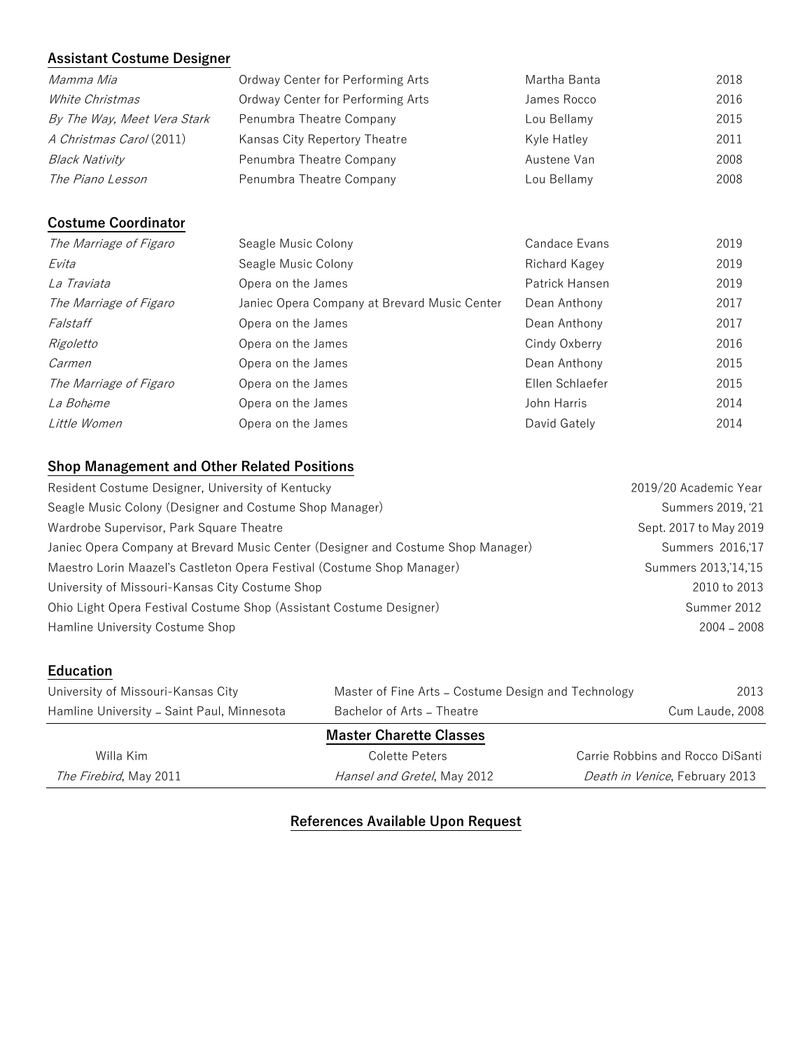## Assistant Costume Designer

| | | | |
|---|---|---|---|
| *Mamma Mia* | Ordway Center for Performing Arts | Martha Banta | 2018 |
| *White Christmas* | Ordway Center for Performing Arts | James Rocco | 2016 |
| *By The Way, Meet Vera Stark* | Penumbra Theatre Company | Lou Bellamy | 2015 |
| *A Christmas Carol* (2011) | Kansas City Repertory Theatre | Kyle Hatley | 2011 |
| *Black Nativity* | Penumbra Theatre Company | Austene Van | 2008 |
| *The Piano Lesson* | Penumbra Theatre Company | Lou Bellamy | 2008 |

## Costume Coordinator

| | | | |
|---|---|---|---|
| *The Marriage of Figaro* | Seagle Music Colony | Candace Evans | 2019 |
| *Evita* | Seagle Music Colony | Richard Kagey | 2019 |
| *La Traviata* | Opera on the James | Patrick Hansen | 2019 |
| *The Marriage of Figaro* | Janiec Opera Company at Brevard Music Center | Dean Anthony | 2017 |
| *Falstaff* | Opera on the James | Dean Anthony | 2017 |
| *Rigoletto* | Opera on the James | Cindy Oxberry | 2016 |
| *Carmen* | Opera on the James | Dean Anthony | 2015 |
| *The Marriage of Figaro* | Opera on the James | Ellen Schlaefer | 2015 |
| *La Bohème* | Opera on the James | John Harris | 2014 |
| *Little Women* | Opera on the James | David Gately | 2014 |

## Shop Management and Other Related Positions

| | |
|---|---|
| Resident Costume Designer, University of Kentucky | 2019/20 Academic Year |
| Seagle Music Colony (Designer and Costume Shop Manager) | Summers 2019, '21 |
| Wardrobe Supervisor, Park Square Theatre | Sept. 2017 to May 2019 |
| Janiec Opera Company at Brevard Music Center (Designer and Costume Shop Manager) | Summers 2016,'17 |
| Maestro Lorin Maazel's Castleton Opera Festival (Costume Shop Manager) | Summers 2013,'14,'15 |
| University of Missouri-Kansas City Costume Shop | 2010 to 2013 |
| Ohio Light Opera Festival Costume Shop (Assistant Costume Designer) | Summer 2012 |
| Hamline University Costume Shop | 2004 – 2008 |

## Education

| | | |
|---|---|---|
| University of Missouri-Kansas City | Master of Fine Arts – Costume Design and Technology | 2013 |
| Hamline University – Saint Paul, Minnesota | Bachelor of Arts – Theatre | Cum Laude, 2008 |

### Master Charette Classes

| | | |
|---|---|---|
| Willa Kim | Colette Peters | Carrie Robbins and Rocco DiSanti |
| *The Firebird*, May 2011 | *Hansel and Gretel*, May 2012 | *Death in Venice*, February 2013 |

### References Available Upon Request